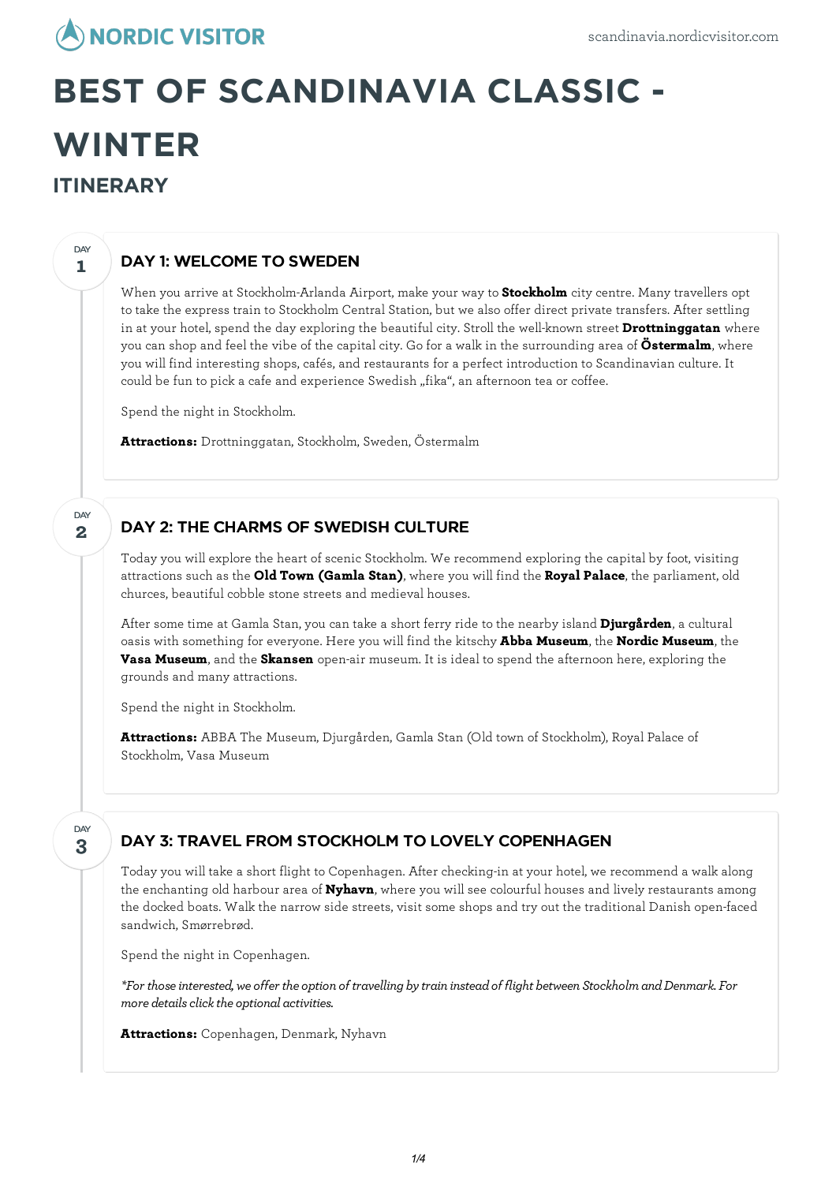# BEST OF SCANDINAVIA CLASSIC - WINTER

## ITINERARY

### DAY 1: WELCOME TO SWEDEN

When you arrive at Stockholm-Arlanda Airport, make your way to **Stockholm** city centre. Many travellers opt to take the express train to Stockholm Central Station, but we also offer direct private transfers. After settling in at your hotel, spend the day exploring the beautiful city. Stroll the well-known street **Drottninggatan** where you can shop and feel the vibe of the capital city. Go for a walk in the surrounding area of **Östermalm**, where you will find interesting shops, cafés, and restaurants for a perfect introduction to Scandinavian culture. It could be fun to pick a cafe and experience Swedish „fika", an afternoon tea or coffee.

Spend the night in Stockholm.

**Attractions:** Drottninggatan, Stockholm, Sweden, Östermalm

### DAY 2: THE CHARMS OF SWEDISH CULTURE

Today you will explore the heart of scenic Stockholm. We recommend exploring the capital by foot, visiting attractions such as the **Old Town (Gamla Stan)**, where you will find the **Royal Palace**, the parliament, old churces, beautiful cobble stone streets and medieval houses.

After some time at Gamla Stan, you can take a short ferry ride to the nearby island **Djurgården**, a cultural oasis with something for everyone. Here you will find the kitschy **Abba Museum**, the **Nordic Museum**, the **Vasa Museum**, and the **Skansen** open-air museum. It is ideal to spend the afternoon here, exploring the grounds and many attractions.

Spend the night in Stockholm.

**Attractions:** ABBA The Museum, Djurgården, Gamla Stan (Old town of Stockholm), Royal Palace of Stockholm, Vasa Museum

### DAY 3: TRAVEL FROM STOCKHOLM TO LOVELY COPENHAGEN

Today you will take a short flight to Copenhagen. After checking-in at your hotel, we recommend a walk along the enchanting old harbour area of **Nyhavn**, where you will see colourful houses and lively restaurants among the docked boats. Walk the narrow side streets, visit some shops and try out the traditional Danish open-faced sandwich, Smørrebrød.

Spend the night in Copenhagen.

*\*For those interested, we offer the option of travelling by train instead of flight between Stockholm and Denmark. For more details click the optional activities.*

**Attractions:** Copenhagen, Denmark, Nyhavn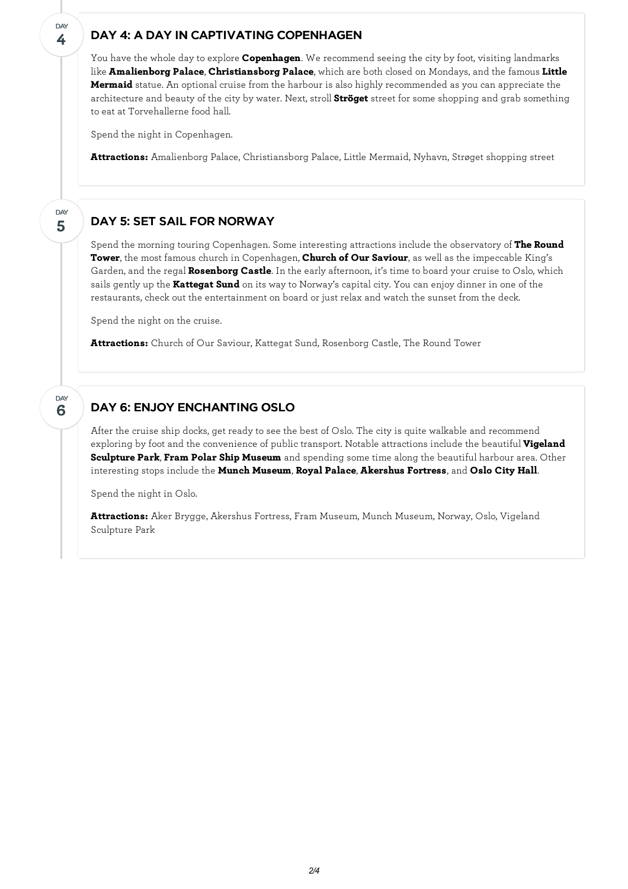DAY 4

## DAY 4: A DAY IN CAPTIVATING COPENHAGEN

You have the whole day to explore **Copenhagen**. We recommend seeing the city by foot, visiting landmarks like **Amalienborg Palace**, **Christiansborg Palace**, which are both closed on Mondays, and the famous **Little Mermaid** statue. An optional cruise from the harbour is also highly recommended as you can appreciate the architecture and beauty of the city by water. Next, stroll **Ströget** street for some shopping and grab something to eat at Torvehallerne food hall.

Spend the night in Copenhagen.

**Attractions:** Amalienborg Palace, Christiansborg Palace, Little Mermaid, Nyhavn, Strøget shopping street

DAY 5

## DAY 5: SET SAIL FOR NORWAY

Spend the morning touring Copenhagen. Some interesting attractions include the observatory of **The Round Tower**, the most famous church in Copenhagen, **Church of Our Saviour**, as well as the impeccable King's Garden, and the regal **Rosenborg Castle**. In the early afternoon, it's time to board your cruise to Oslo, which sails gently up the **Kattegat Sund** on its way to Norway's capital city. You can enjoy dinner in one of the restaurants, check out the entertainment on board or just relax and watch the sunset from the deck.

Spend the night on the cruise.

**Attractions:** Church of Our Saviour, Kattegat Sund, Rosenborg Castle, The Round Tower

DAY 6

## DAY 6: ENJOY ENCHANTING OSLO

After the cruise ship docks, get ready to see the best of Oslo. The city is quite walkable and recommend exploring by foot and the convenience of public transport. Notable attractions include the beautiful **Vigeland Sculpture Park**, **Fram Polar Ship Museum** and spending some time along the beautiful harbour area. Other interesting stops include the **Munch Museum**, **Royal Palace**, **Akershus Fortress**, and **Oslo City Hall**.

Spend the night in Oslo.

**Attractions:** Aker Brygge, Akershus Fortress, Fram Museum, Munch Museum, Norway, Oslo, Vigeland Sculpture Park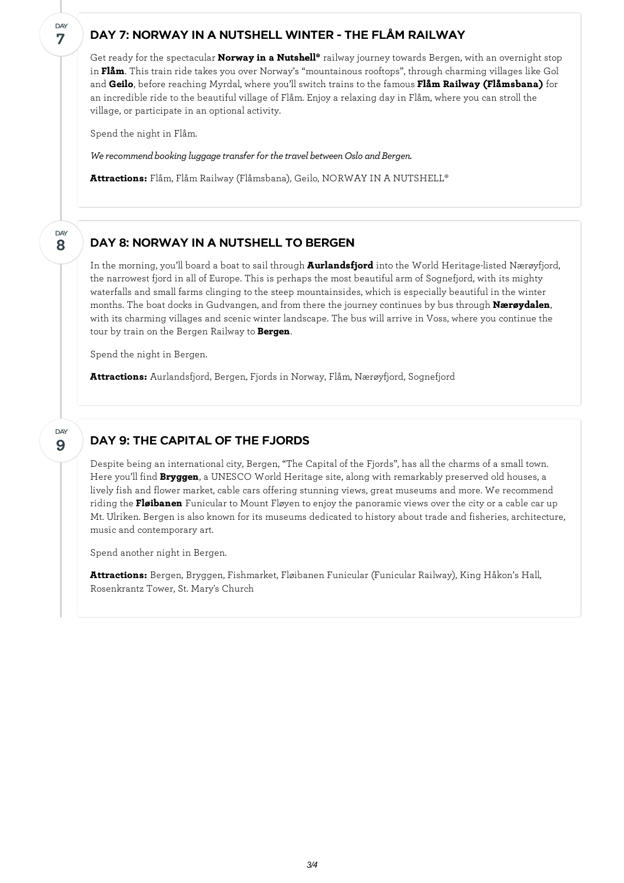## DAY 7: NORWAY IN A NUTSHELL WINTER - THE FLÅM RAILWAY

Get ready for the spectacular **Norway in a Nutshell®** railway journey towards Bergen, with an overnight stop in **Flåm**. This train ride takes you over Norway's "mountainous rooftops", through charming villages like Gol and **Geilo**, before reaching Myrdal, where you'll switch trains to the famous **Flåm Railway (Flåmsbana)** for an incredible ride to the beautiful village of Flåm. Enjoy a relaxing day in Flåm, where you can stroll the village, or participate in an optional activity.

Spend the night in Flåm.

*We recommend booking luggage transfer for the travel between Oslo and Bergen.*

**Attractions:** Flåm, Flåm Railway (Flåmsbana), Geilo, NORWAY IN A NUTSHELL®

## DAY 8: NORWAY IN A NUTSHELL TO BERGEN

In the morning, you'll board a boat to sail through **Aurlandsfjord** into the World Heritage-listed Nærøyfjord, the narrowest fjord in all of Europe. This is perhaps the most beautiful arm of Sognefjord, with its mighty waterfalls and small farms clinging to the steep mountainsides, which is especially beautiful in the winter months. The boat docks in Gudvangen, and from there the journey continues by bus through **Nærøydalen**, with its charming villages and scenic winter landscape. The bus will arrive in Voss, where you continue the tour by train on the Bergen Railway to **Bergen**.

Spend the night in Bergen.

**Attractions:** Aurlandsfjord, Bergen, Fjords in Norway, Flåm, Nærøyfjord, Sognefjord

## DAY 9: THE CAPITAL OF THE FJORDS

Despite being an international city, Bergen, "The Capital of the Fjords", has all the charms of a small town. Here you'll find **Bryggen**, a UNESCO World Heritage site, along with remarkably preserved old houses, a lively fish and flower market, cable cars offering stunning views, great museums and more. We recommend riding the **Fløibanen** Funicular to Mount Fløyen to enjoy the panoramic views over the city or a cable car up Mt. Ulriken. Bergen is also known for its museums dedicated to history about trade and fisheries, architecture, music and contemporary art.

Spend another night in Bergen.

**Attractions:** Bergen, Bryggen, Fishmarket, Fløibanen Funicular (Funicular Railway), King Håkon's Hall, Rosenkrantz Tower, St. Mary's Church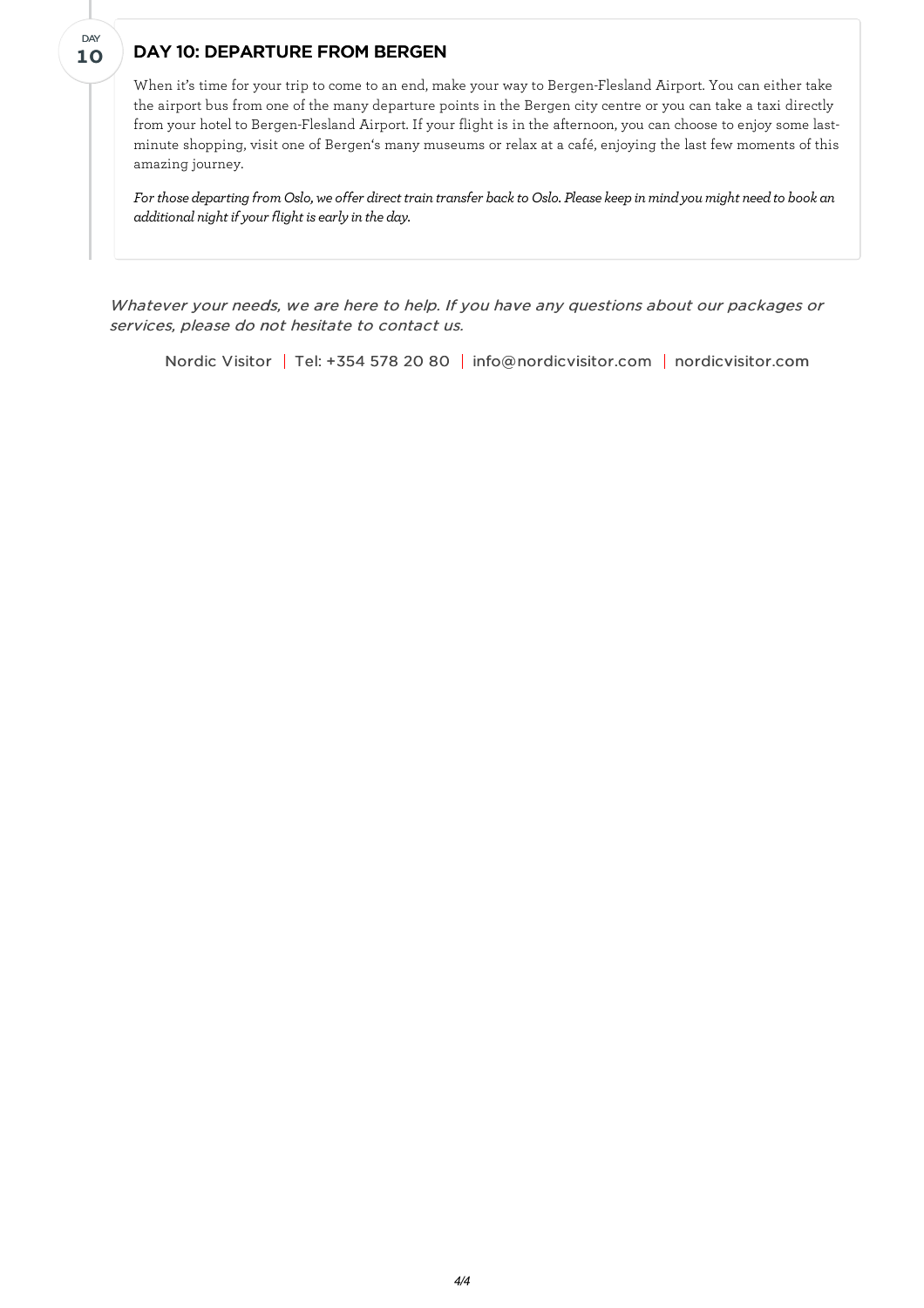DAY 10

## DAY 10: DEPARTURE FROM BERGEN

When it's time for your trip to come to an end, make your way to Bergen-Flesland Airport. You can either take the airport bus from one of the many departure points in the Bergen city centre or you can take a taxi directly from your hotel to Bergen-Flesland Airport. If your flight is in the afternoon, you can choose to enjoy some last-minute shopping, visit one of Bergen's many museums or relax at a café, enjoying the last few moments of this amazing journey.

*For those departing from Oslo, we offer direct train transfer back to Oslo. Please keep in mind you might need to book an additional night if your flight is early in the day.*

*Whatever your needs, we are here to help. If you have any questions about our packages or services, please do not hesitate to contact us.*

Nordic Visitor | Tel: +354 578 20 80 | info@nordicvisitor.com | nordicvisitor.com